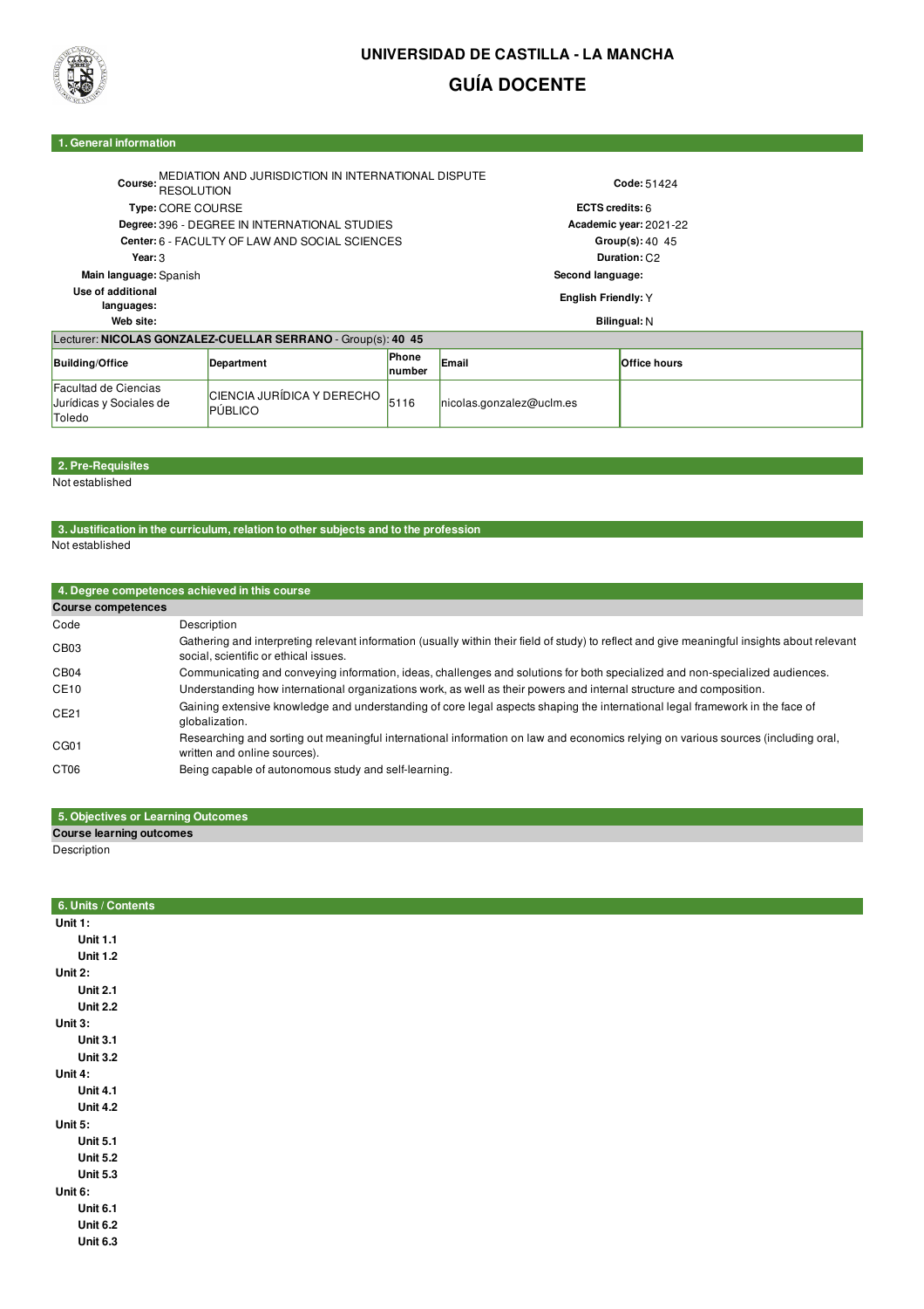# UNIVERSIDAD DE CASTILLA - LA MANCHA

## GUÍA DOCENTE

### 1. General information

| | | | |
|---|---|---|---|
| **Course:** | MEDIATION AND JURISDICTION IN INTERNATIONAL DISPUTE RESOLUTION | **Code:** | 51424 |
| **Type:** | CORE COURSE | **ECTS credits:** | 6 |
| **Degree:** | 396 - DEGREE IN INTERNATIONAL STUDIES | **Academic year:** | 2021-22 |
| **Center:** | 6 - FACULTY OF LAW AND SOCIAL SCIENCES | **Group(s):** | 40 45 |
| **Year:** | 3 | **Duration:** | C2 |
| **Main language:** | Spanish | **Second language:** | |
| **Use of additional languages:** | | **English Friendly:** | Y |
| **Web site:** | | **Bilingual:** | N |

Lecturer: **NICOLAS GONZALEZ-CUELLAR SERRANO** - Group(s): **40 45**

| Building/Office | Department | Phone number | Email | Office hours |
|---|---|---|---|---|
| Facultad de Ciencias Jurídicas y Sociales de Toledo | CIENCIA JURÍDICA Y DERECHO PÚBLICO | 5116 | nicolas.gonzalez@uclm.es | |

### 2. Pre-Requisites

Not established

### 3. Justification in the curriculum, relation to other subjects and to the profession

Not established

### 4. Degree competences achieved in this course

**Course competences**

| Code | Description |
|---|---|
| CB03 | Gathering and interpreting relevant information (usually within their field of study) to reflect and give meaningful insights about relevant social, scientific or ethical issues. |
| CB04 | Communicating and conveying information, ideas, challenges and solutions for both specialized and non-specialized audiences. |
| CE10 | Understanding how international organizations work, as well as their powers and internal structure and composition. |
| CE21 | Gaining extensive knowledge and understanding of core legal aspects shaping the international legal framework in the face of globalization. |
| CG01 | Researching and sorting out meaningful international information on law and economics relying on various sources (including oral, written and online sources). |
| CT06 | Being capable of autonomous study and self-learning. |

### 5. Objectives or Learning Outcomes

**Course learning outcomes**

Description

### 6. Units / Contents

**Unit 1:**
- **Unit 1.1**
- **Unit 1.2**

**Unit 2:**
- **Unit 2.1**
- **Unit 2.2**

**Unit 3:**
- **Unit 3.1**
- **Unit 3.2**

**Unit 4:**
- **Unit 4.1**
- **Unit 4.2**

**Unit 5:**
- **Unit 5.1**
- **Unit 5.2**
- **Unit 5.3**

**Unit 6:**
- **Unit 6.1**
- **Unit 6.2**
- **Unit 6.3**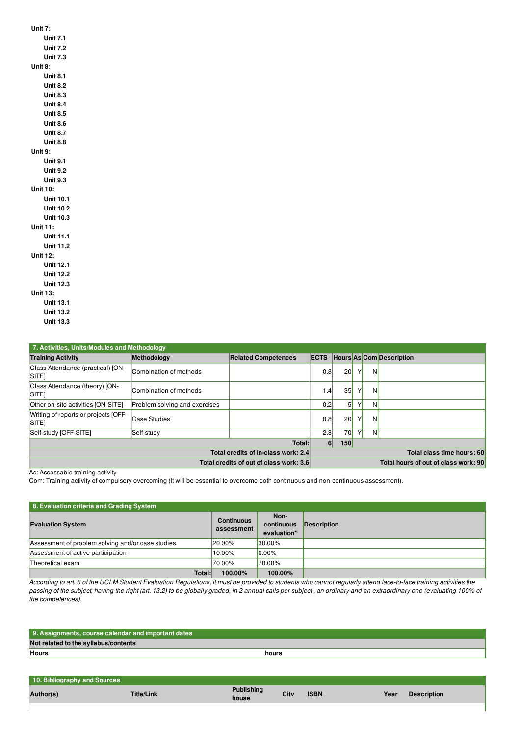**Unit 7:**

**Unit 7.1**

**Unit 7.2**

**Unit 7.3**

**Unit 8:**

**Unit 8.1**

**Unit 8.2**

**Unit 8.3**

**Unit 8.4**

**Unit 8.5**

**Unit 8.6**

**Unit 8.7**

**Unit 8.8**

**Unit 9:**

**Unit 9.1**

**Unit 9.2**

**Unit 9.3**

**Unit 10:**

**Unit 10.1**

**Unit 10.2**

**Unit 10.3**

**Unit 11:**

**Unit 11.1**

**Unit 11.2**

**Unit 12:**

**Unit 12.1**

**Unit 12.2**

**Unit 12.3**

**Unit 13:**

**Unit 13.1**

**Unit 13.2**

**Unit 13.3**

## 7. Activities, Units/Modules and Methodology

| Training Activity | Methodology | Related Competences | ECTS | Hours | As | Com | Description |
|---|---|---|---|---|---|---|---|
| Class Attendance (practical) [ON-SITE] | Combination of methods | | 0.8 | 20 | Y | N | |
| Class Attendance (theory) [ON-SITE] | Combination of methods | | 1.4 | 35 | Y | N | |
| Other on-site activities [ON-SITE] | Problem solving and exercises | | 0.2 | 5 | Y | N | |
| Writing of reports or projects [OFF-SITE] | Case Studies | | 0.8 | 20 | Y | N | |
| Self-study [OFF-SITE] | Self-study | | 2.8 | 70 | Y | N | |
| | | Total: | 6 | 150 | | | |
| | | Total credits of in-class work: 2.4 | | | | | Total class time hours: 60 |
| | | Total credits of out of class work: 3.6 | | | | | Total hours of out of class work: 90 |

As: Assessable training activity
Com: Training activity of compulsory overcoming (It will be essential to overcome both continuous and non-continuous assessment).

## 8. Evaluation criteria and Grading System

| Evaluation System | Continuous assessment | Non-continuous evaluation* | Description |
|---|---|---|---|
| Assessment of problem solving and/or case studies | 20.00% | 30.00% | |
| Assessment of active participation | 10.00% | 0.00% | |
| Theoretical exam | 70.00% | 70.00% | |
| Total: | 100.00% | 100.00% | |

*According to art. 6 of the UCLM Student Evaluation Regulations, it must be provided to students who cannot regularly attend face-to-face training activities the passing of the subject, having the right (art. 13.2) to be globally graded, in 2 annual calls per subject , an ordinary and an extraordinary one (evaluating 100% of the competences).*

## 9. Assignments, course calendar and important dates

| Not related to the syllabus/contents | |
|---|---|
| Hours | hours |

## 10. Bibliography and Sources

| Author(s) | Title/Link | Publishing house | Citv | ISBN | Year | Description |
|---|---|---|---|---|---|---|
| | | | | | | |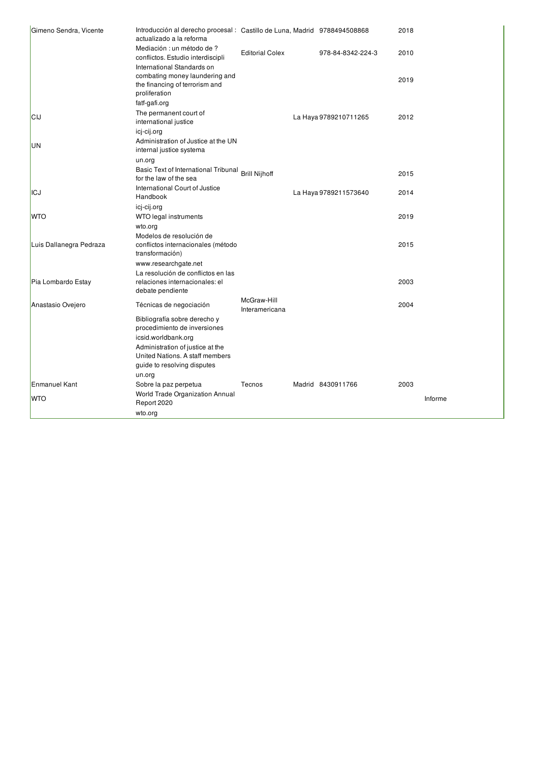| | | | | | | |
|---|---|---|---|---|---|---|
| Gimeno Sendra, Vicente | Introducción al derecho procesal : actualizado a la reforma | Castillo de Luna, | Madrid | 9788494508868 | 2018 | |
| | Mediación : un método de ? conflictos. Estudio interdiscipli | Editorial Colex | | 978-84-8342-224-3 | 2010 | |
| | International Standards on combating money laundering and the financing of terrorism and proliferation | | | | 2019 | |
| | fatf-gafi.org | | | | | |
| CIJ | The permanent court of international justice | | La Haya | 9789210711265 | 2012 | |
| | icj-cij.org | | | | | |
| UN | Administration of Justice at the UN internal justice systema | | | | | |
| | un.org | | | | | |
| | Basic Text of International Tribunal for the law of the sea | Brill Nijhoff | | | 2015 | |
| ICJ | International Court of Justice Handbook | | La Haya | 9789211573640 | 2014 | |
| | icj-cij.org | | | | | |
| WTO | WTO legal instruments | | | | 2019 | |
| | wto.org | | | | | |
| Luis Dallanegra Pedraza | Modelos de resolución de conflictos internacionales (método transformación) | | | | 2015 | |
| | www.researchgate.net | | | | | |
| Pia Lombardo Estay | La resolución de conflictos en las relaciones internacionales: el debate pendiente | | | | 2003 | |
| Anastasio Ovejero | Técnicas de negociación | McGraw-Hill Interamericana | | | 2004 | |
| | Bibliografía sobre derecho y procedimiento de inversiones | | | | | |
| | icsid.worldbank.org | | | | | |
| | Administration of justice at the United Nations. A staff members guide to resolving disputes | | | | | |
| | un.org | | | | | |
| Enmanuel Kant | Sobre la paz perpetua | Tecnos | Madrid | 8430911766 | 2003 | |
| WTO | World Trade Organization Annual Report 2020 | | | | | Informe |
| | wto.org | | | | | |